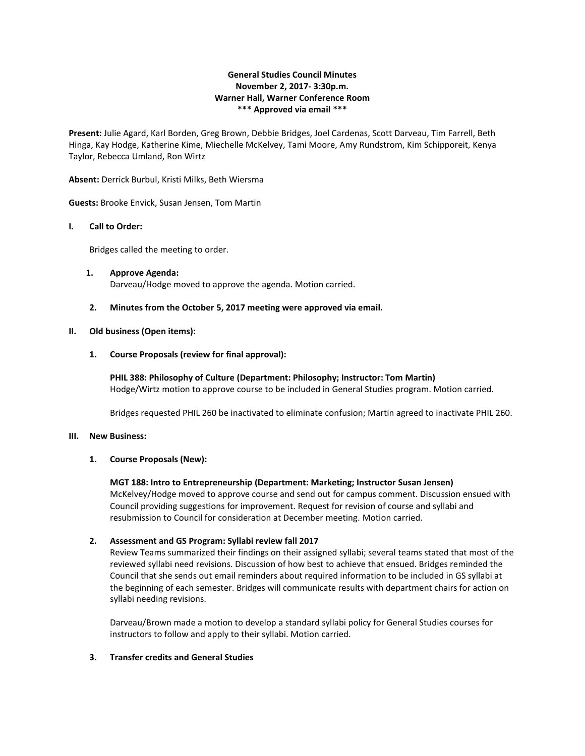**General Studies Council Minutes**
**November 2, 2017- 3:30p.m.**
**Warner Hall, Warner Conference Room**
**\*\*\* Approved via email \*\*\***

**Present:** Julie Agard, Karl Borden, Greg Brown, Debbie Bridges, Joel Cardenas, Scott Darveau, Tim Farrell, Beth Hinga, Kay Hodge, Katherine Kime, Miechelle McKelvey, Tami Moore, Amy Rundstrom, Kim Schipporeit, Kenya Taylor, Rebecca Umland, Ron Wirtz

**Absent:** Derrick Burbul, Kristi Milks, Beth Wiersma

**Guests:** Brooke Envick, Susan Jensen, Tom Martin

## I. Call to Order:

Bridges called the meeting to order.

### 1. Approve Agenda:

Darveau/Hodge moved to approve the agenda. Motion carried.

### 2. Minutes from the October 5, 2017 meeting were approved via email.

## II. Old business (Open items):

### 1. Course Proposals (review for final approval):

**PHIL 388: Philosophy of Culture (Department: Philosophy; Instructor: Tom Martin)**
Hodge/Wirtz motion to approve course to be included in General Studies program. Motion carried.

Bridges requested PHIL 260 be inactivated to eliminate confusion; Martin agreed to inactivate PHIL 260.

## III. New Business:

### 1. Course Proposals (New):

**MGT 188: Intro to Entrepreneurship (Department: Marketing; Instructor Susan Jensen)**
McKelvey/Hodge moved to approve course and send out for campus comment. Discussion ensued with Council providing suggestions for improvement. Request for revision of course and syllabi and resubmission to Council for consideration at December meeting. Motion carried.

### 2. Assessment and GS Program: Syllabi review fall 2017

Review Teams summarized their findings on their assigned syllabi; several teams stated that most of the reviewed syllabi need revisions. Discussion of how best to achieve that ensued. Bridges reminded the Council that she sends out email reminders about required information to be included in GS syllabi at the beginning of each semester. Bridges will communicate results with department chairs for action on syllabi needing revisions.

Darveau/Brown made a motion to develop a standard syllabi policy for General Studies courses for instructors to follow and apply to their syllabi. Motion carried.

### 3. Transfer credits and General Studies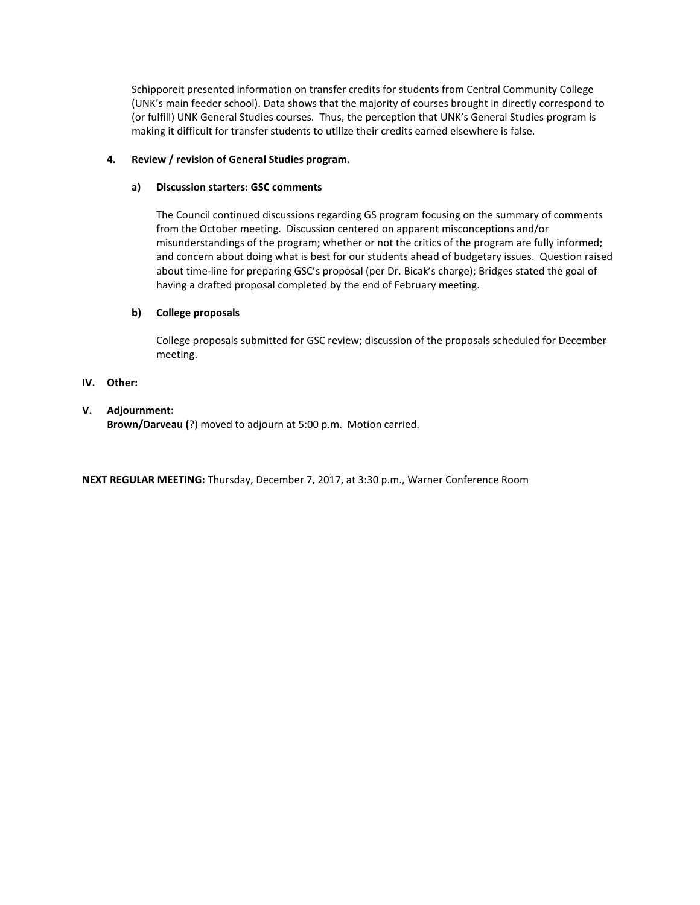Schipporeit presented information on transfer credits for students from Central Community College (UNK's main feeder school). Data shows that the majority of courses brought in directly correspond to (or fulfill) UNK General Studies courses. Thus, the perception that UNK's General Studies program is making it difficult for transfer students to utilize their credits earned elsewhere is false.

**4. Review / revision of General Studies program.**

**a) Discussion starters: GSC comments**

The Council continued discussions regarding GS program focusing on the summary of comments from the October meeting. Discussion centered on apparent misconceptions and/or misunderstandings of the program; whether or not the critics of the program are fully informed; and concern about doing what is best for our students ahead of budgetary issues. Question raised about time-line for preparing GSC's proposal (per Dr. Bicak's charge); Bridges stated the goal of having a drafted proposal completed by the end of February meeting.

**b) College proposals**

College proposals submitted for GSC review; discussion of the proposals scheduled for December meeting.

**IV. Other:**

**V. Adjournment:**
**Brown/Darveau (**?) moved to adjourn at 5:00 p.m. Motion carried.

**NEXT REGULAR MEETING:** Thursday, December 7, 2017, at 3:30 p.m., Warner Conference Room